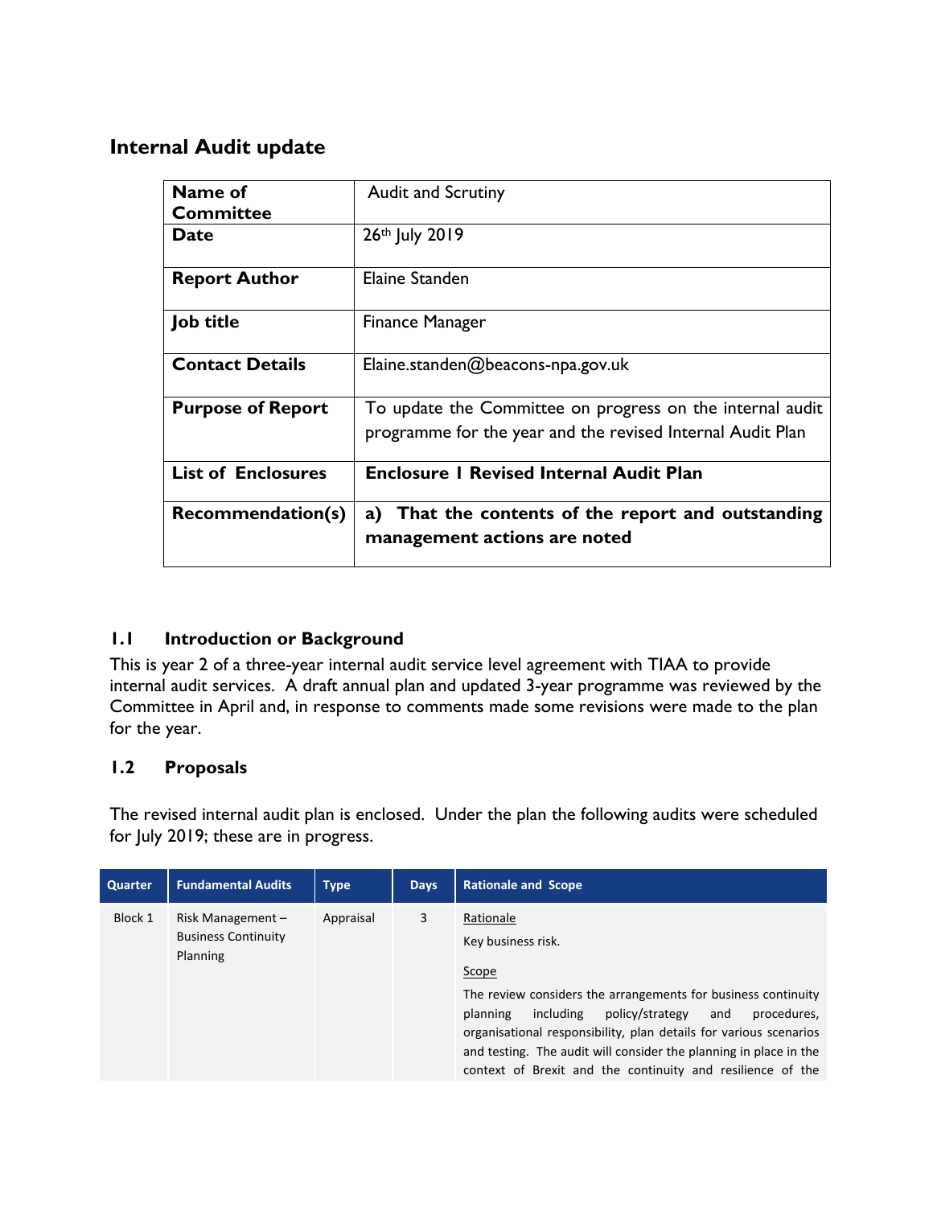## Internal Audit update

| Name of Committee | Audit and Scrutiny |
|---|---|
| **Date** | 26th July 2019 |
| **Report Author** | Elaine Standen |
| **Job title** | Finance Manager |
| **Contact Details** | Elaine.standen@beacons-npa.gov.uk |
| **Purpose of Report** | To update the Committee on progress on the internal audit programme for the year and the revised Internal Audit Plan |
| **List of Enclosures** | **Enclosure 1 Revised Internal Audit Plan** |
| **Recommendation(s)** | **a) That the contents of the report and outstanding management actions are noted** |

### 1.1 Introduction or Background

This is year 2 of a three-year internal audit service level agreement with TIAA to provide internal audit services. A draft annual plan and updated 3-year programme was reviewed by the Committee in April and, in response to comments made some revisions were made to the plan for the year.

### 1.2 Proposals

The revised internal audit plan is enclosed. Under the plan the following audits were scheduled for July 2019; these are in progress.

| Quarter | Fundamental Audits | Type | Days | Rationale and Scope |
|---|---|---|---|---|
| Block 1 | Risk Management – Business Continuity Planning | Appraisal | 3 | Rationale<br>Key business risk.<br>Scope<br>The review considers the arrangements for business continuity planning including policy/strategy and procedures, organisational responsibility, plan details for various scenarios and testing. The audit will consider the planning in place in the context of Brexit and the continuity and resilience of the |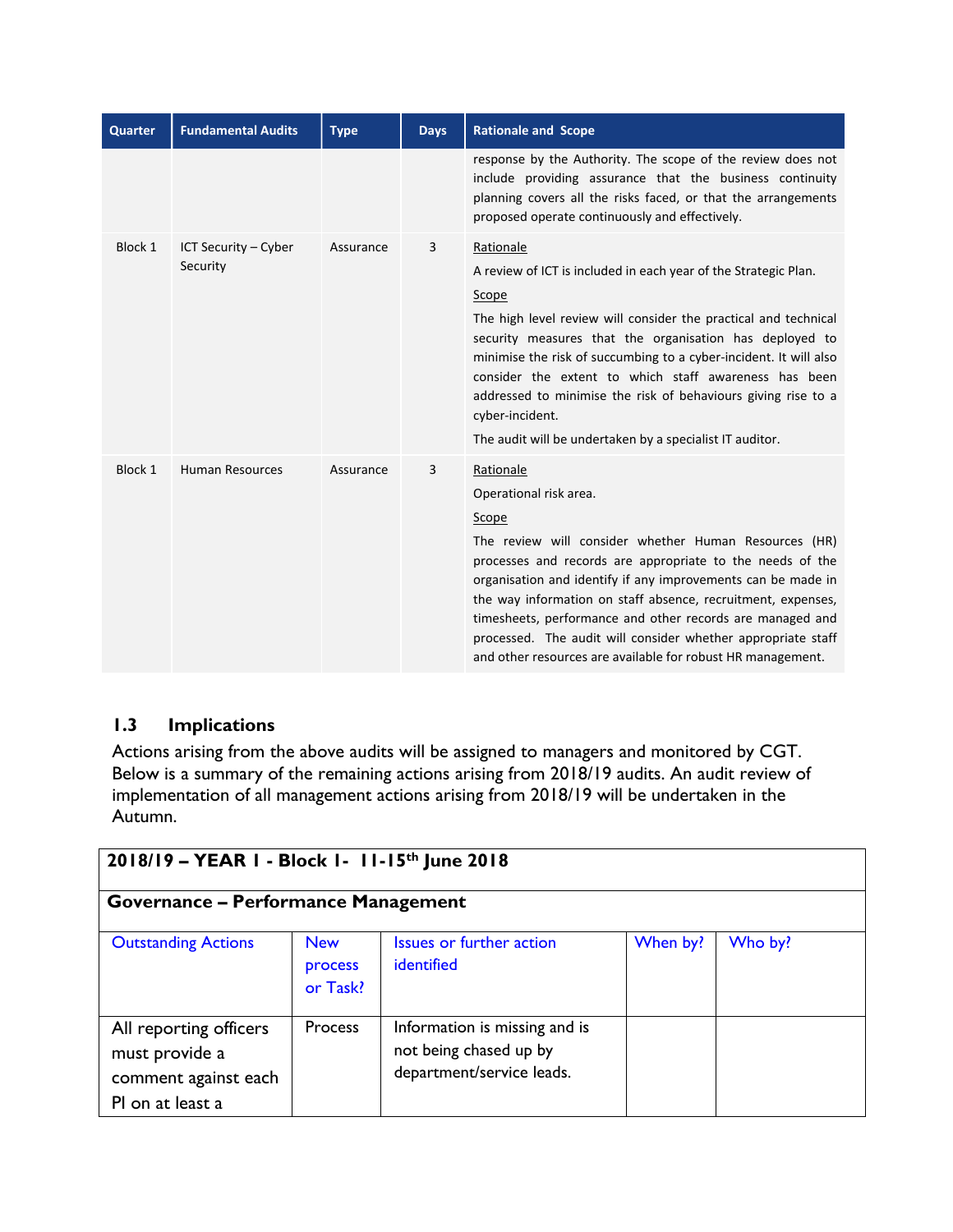| Quarter | Fundamental Audits | Type | Days | Rationale and Scope |
|---|---|---|---|---|
| | | | | response by the Authority. The scope of the review does not include providing assurance that the business continuity planning covers all the risks faced, or that the arrangements proposed operate continuously and effectively. |
| Block 1 | ICT Security – Cyber Security | Assurance | 3 | Rationale<br>A review of ICT is included in each year of the Strategic Plan.<br>Scope<br>The high level review will consider the practical and technical security measures that the organisation has deployed to minimise the risk of succumbing to a cyber-incident. It will also consider the extent to which staff awareness has been addressed to minimise the risk of behaviours giving rise to a cyber-incident.<br>The audit will be undertaken by a specialist IT auditor. |
| Block 1 | Human Resources | Assurance | 3 | Rationale<br>Operational risk area.<br>Scope<br>The review will consider whether Human Resources (HR) processes and records are appropriate to the needs of the organisation and identify if any improvements can be made in the way information on staff absence, recruitment, expenses, timesheets, performance and other records are managed and processed. The audit will consider whether appropriate staff and other resources are available for robust HR management. |

## 1.3 Implications

Actions arising from the above audits will be assigned to managers and monitored by CGT. Below is a summary of the remaining actions arising from 2018/19 audits. An audit review of implementation of all management actions arising from 2018/19 will be undertaken in the Autumn.

| **2018/19 – YEAR 1 - Block 1- 11-15th June 2018** | | | | |
|---|---|---|---|---|
| **Governance – Performance Management** | | | | |
| Outstanding Actions | New process or Task? | Issues or further action identified | When by? | Who by? |
| All reporting officers must provide a comment against each PI on at least a | Process | Information is missing and is not being chased up by department/service leads. | | |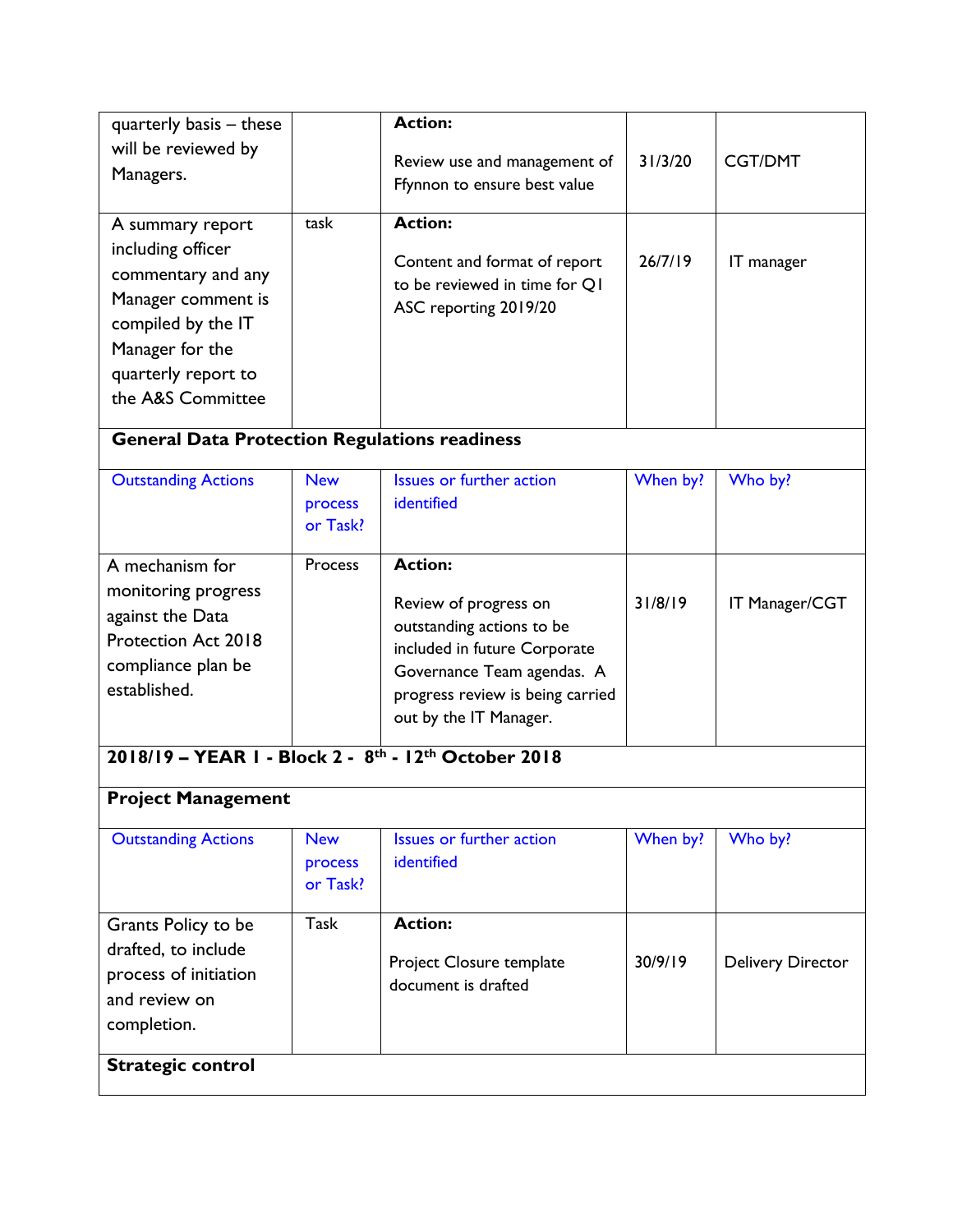| | | | | |
|---|---|---|---|---|
| quarterly basis – these will be reviewed by Managers. | | **Action:** Review use and management of Ffynnon to ensure best value | 31/3/20 | CGT/DMT |
| A summary report including officer commentary and any Manager comment is compiled by the IT Manager for the quarterly report to the A&S Committee | task | **Action:** Content and format of report to be reviewed in time for Q1 ASC reporting 2019/20 | 26/7/19 | IT manager |

**General Data Protection Regulations readiness**

| Outstanding Actions | New process or Task? | Issues or further action identified | When by? | Who by? |
|---|---|---|---|---|
| A mechanism for monitoring progress against the Data Protection Act 2018 compliance plan be established. | Process | **Action:** Review of progress on outstanding actions to be included in future Corporate Governance Team agendas. A progress review is being carried out by the IT Manager. | 31/8/19 | IT Manager/CGT |

**2018/19 – YEAR 1 - Block 2 - 8th - 12th October 2018**

**Project Management**

| Outstanding Actions | New process or Task? | Issues or further action identified | When by? | Who by? |
|---|---|---|---|---|
| Grants Policy to be drafted, to include process of initiation and review on completion. | Task | **Action:** Project Closure template document is drafted | 30/9/19 | Delivery Director |

**Strategic control**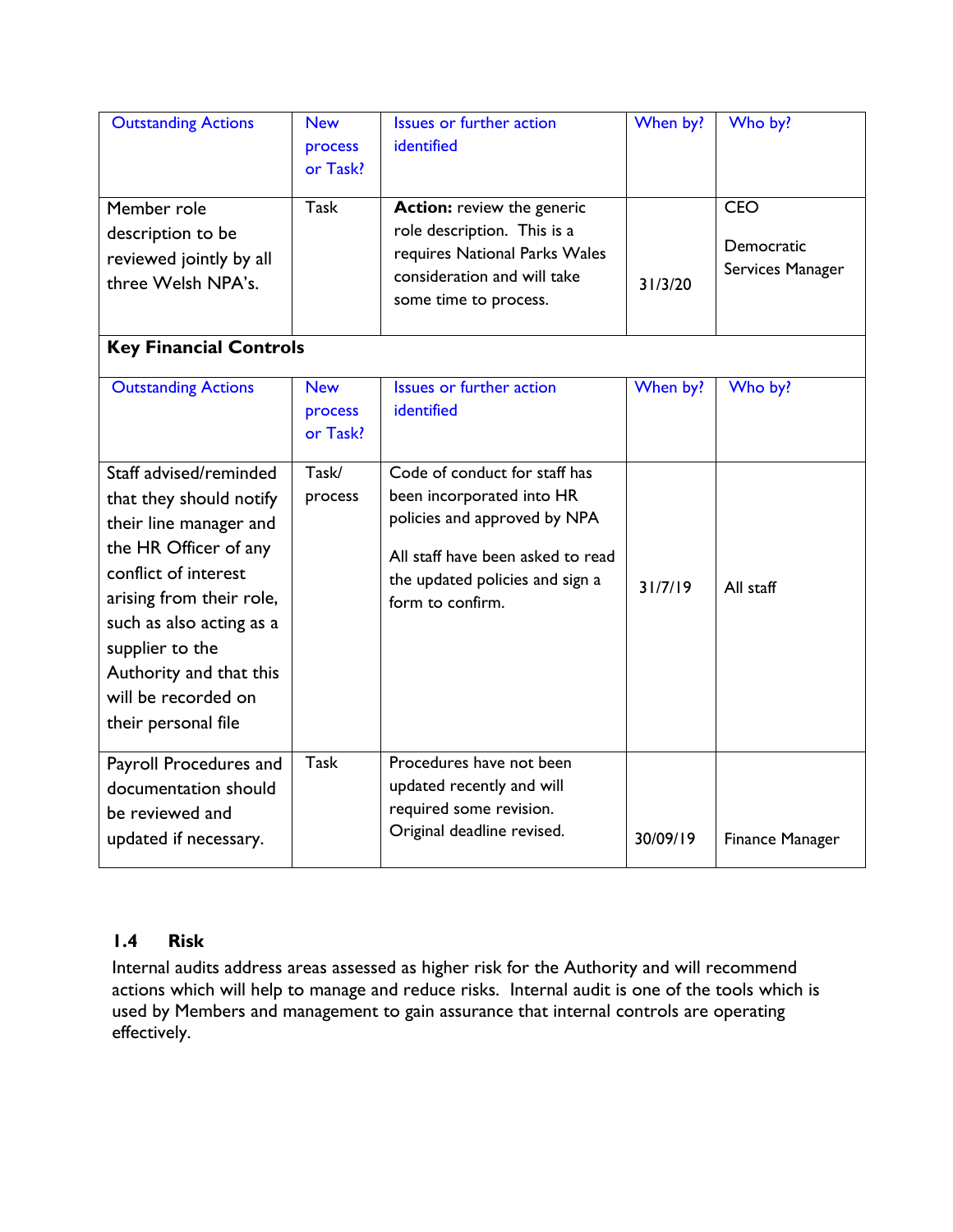| Outstanding Actions | New process or Task? | Issues or further action identified | When by? | Who by? |
|---|---|---|---|---|
| Member role description to be reviewed jointly by all three Welsh NPA's. | Task | **Action:** review the generic role description. This is a requires National Parks Wales consideration and will take some time to process. | 31/3/20 | CEO<br>Democratic Services Manager |
| **Key Financial Controls** | | | | |
| Outstanding Actions | New process or Task? | Issues or further action identified | When by? | Who by? |
| Staff advised/reminded that they should notify their line manager and the HR Officer of any conflict of interest arising from their role, such as also acting as a supplier to the Authority and that this will be recorded on their personal file | Task/ process | Code of conduct for staff has been incorporated into HR policies and approved by NPA<br><br>All staff have been asked to read the updated policies and sign a form to confirm. | 31/7/19 | All staff |
| Payroll Procedures and documentation should be reviewed and updated if necessary. | Task | Procedures have not been updated recently and will required some revision. Original deadline revised. | 30/09/19 | Finance Manager |

### 1.4 Risk

Internal audits address areas assessed as higher risk for the Authority and will recommend actions which will help to manage and reduce risks. Internal audit is one of the tools which is used by Members and management to gain assurance that internal controls are operating effectively.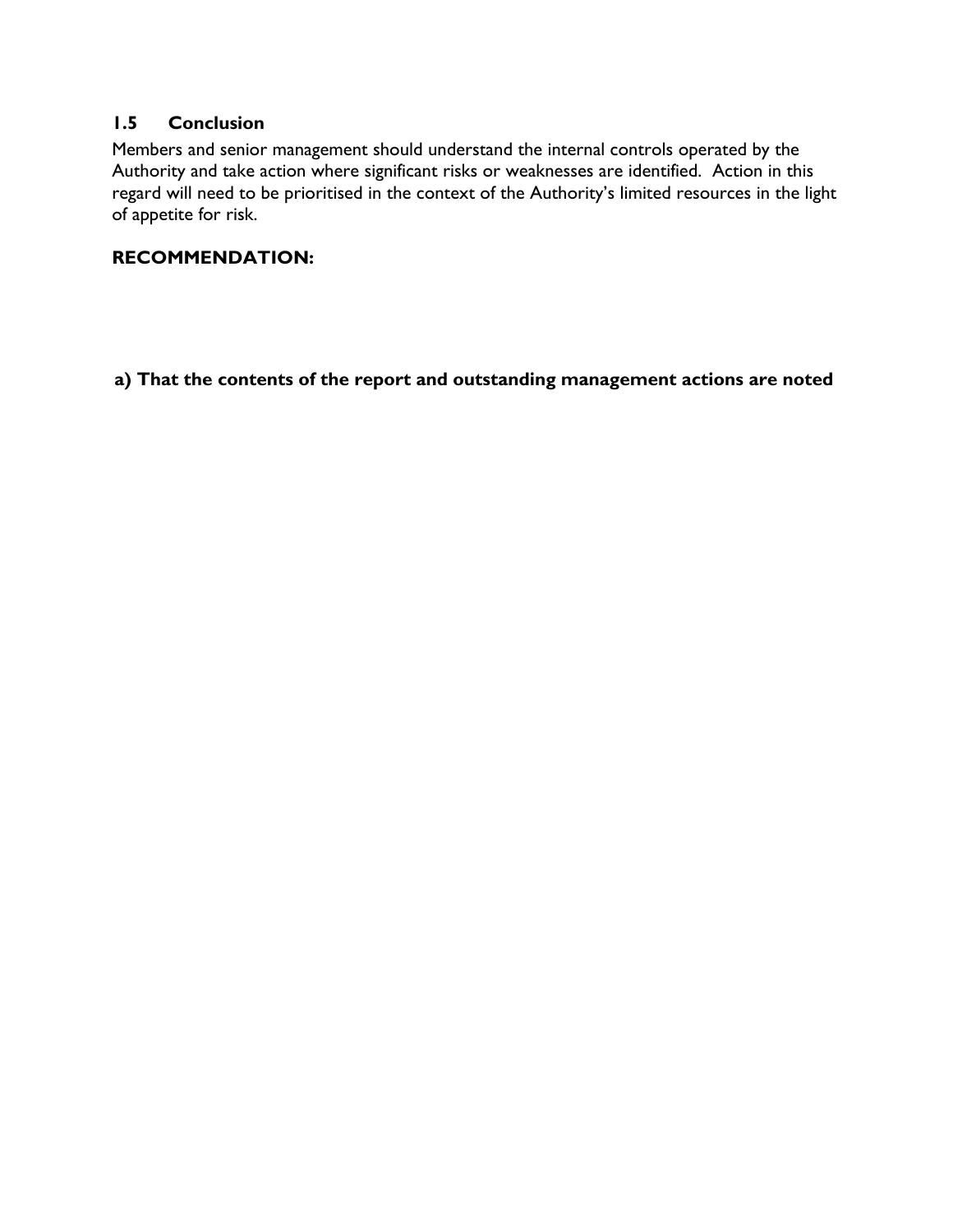### 1.5 Conclusion

Members and senior management should understand the internal controls operated by the Authority and take action where significant risks or weaknesses are identified. Action in this regard will need to be prioritised in the context of the Authority's limited resources in the light of appetite for risk.

**RECOMMENDATION:**

**a) That the contents of the report and outstanding management actions are noted**